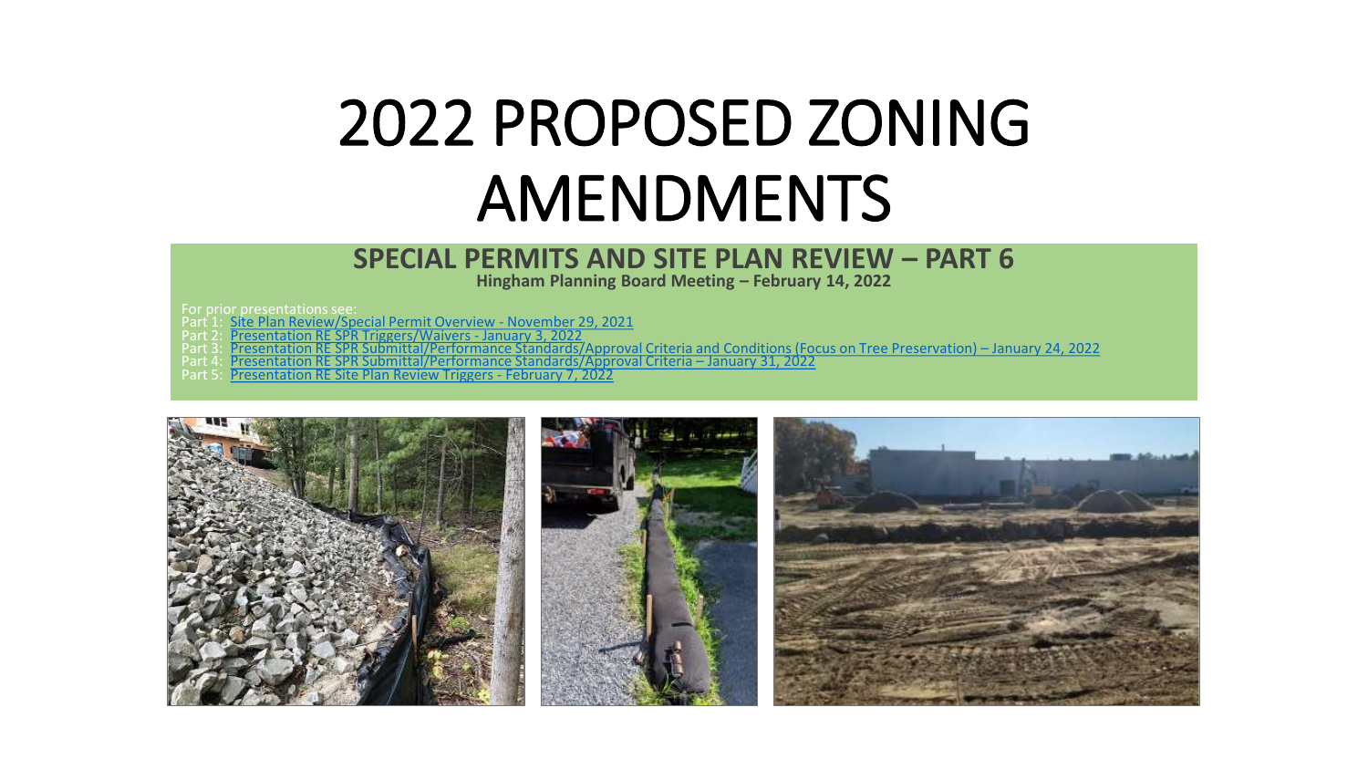# 2022 PROPOSED ZONING AMENDMENTS

## SPECIAL PERMITS AND SITE PLAN REVIEW – PART 6

**Hingham Planning Board Meeting – February 14, 2022**

For prior presentations see:

Part 1: Site Plan Review/Special Permit Overview - November 29, 2021
Part 2: Presentation RE SPR Triggers/Waivers - January 3, 2022
Part 3: Presentation RE SPR Submittal/Performance Standards/Approval Criteria and Conditions (Focus on Tree Preservation) – January 24, 2022
Part 4: Presentation RE SPR Submittal/Performance Standards/Approval Criteria – January 31, 2022
Part 5: Presentation RE Site Plan Review Triggers - February 7, 2022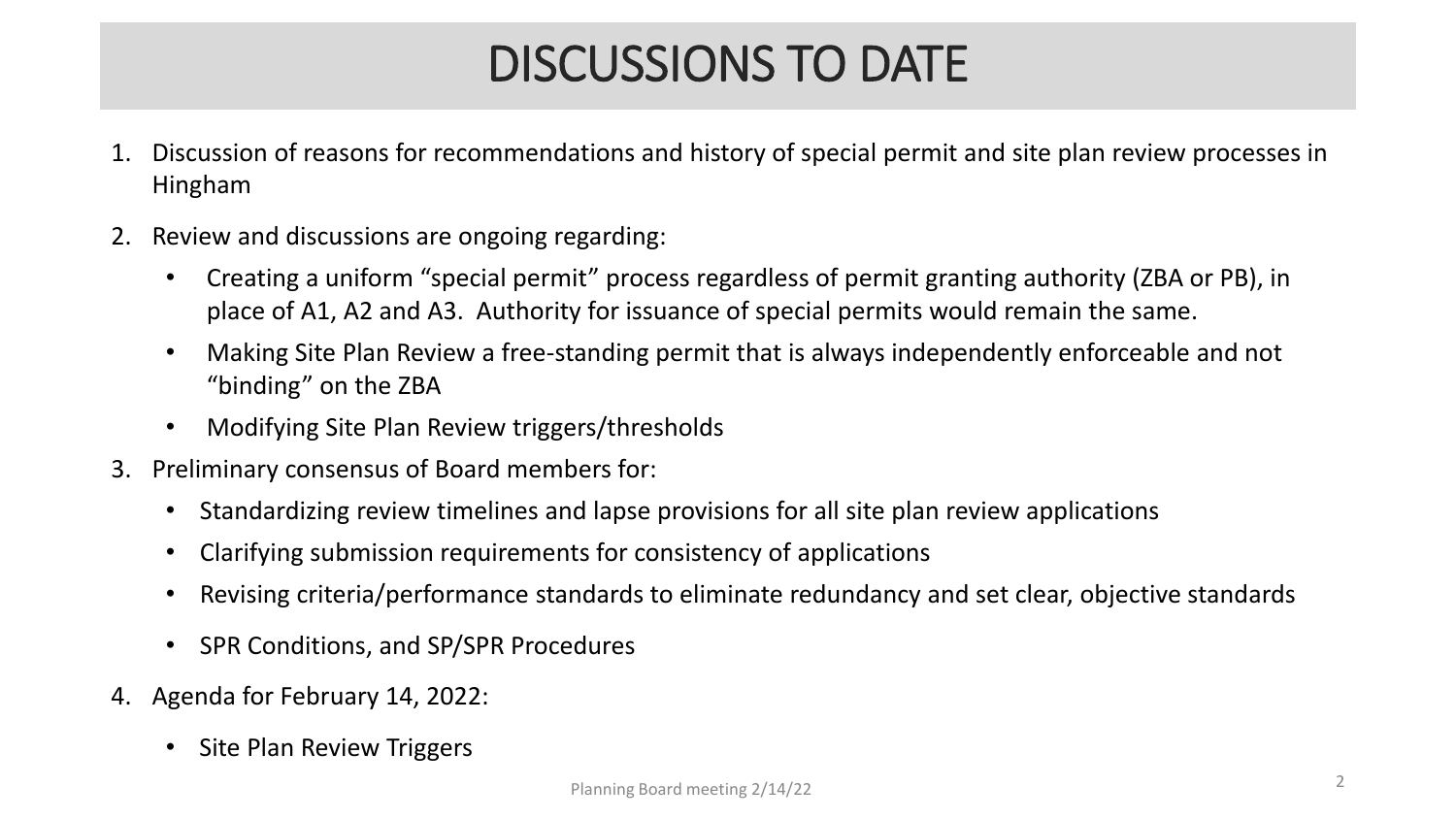# DISCUSSIONS TO DATE

1. Discussion of reasons for recommendations and history of special permit and site plan review processes in Hingham
2. Review and discussions are ongoing regarding:
   - Creating a uniform "special permit" process regardless of permit granting authority (ZBA or PB), in place of A1, A2 and A3. Authority for issuance of special permits would remain the same.
   - Making Site Plan Review a free-standing permit that is always independently enforceable and not "binding" on the ZBA
   - Modifying Site Plan Review triggers/thresholds
3. Preliminary consensus of Board members for:
   - Standardizing review timelines and lapse provisions for all site plan review applications
   - Clarifying submission requirements for consistency of applications
   - Revising criteria/performance standards to eliminate redundancy and set clear, objective standards
   - SPR Conditions, and SP/SPR Procedures
4. Agenda for February 14, 2022:
   - Site Plan Review Triggers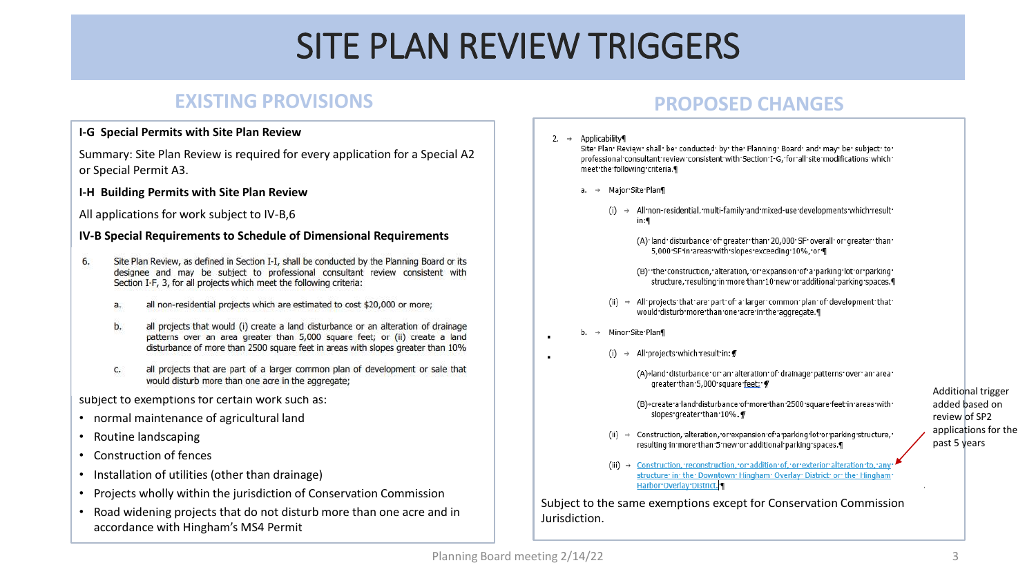# SITE PLAN REVIEW TRIGGERS

## EXISTING PROVISIONS

**I-G Special Permits with Site Plan Review**

Summary: Site Plan Review is required for every application for a Special A2 or Special Permit A3.

**I-H Building Permits with Site Plan Review**

All applications for work subject to IV-B,6

**IV-B Special Requirements to Schedule of Dimensional Requirements**

6. Site Plan Review, as defined in Section I-I, shall be conducted by the Planning Board or its designee and may be subject to professional consultant review consistent with Section I-F, 3, for all projects which meet the following criteria:

   a. all non-residential projects which are estimated to cost $20,000 or more;

   b. all projects that would (i) create a land disturbance or an alteration of drainage patterns over an area greater than 5,000 square feet; or (ii) create a land disturbance of more than 2500 square feet in areas with slopes greater than 10%

   c. all projects that are part of a larger common plan of development or sale that would disturb more than one acre in the aggregate;

subject to exemptions for certain work such as:

- normal maintenance of agricultural land
- Routine landscaping
- Construction of fences
- Installation of utilities (other than drainage)
- Projects wholly within the jurisdiction of Conservation Commission
- Road widening projects that do not disturb more than one acre and in accordance with Hingham's MS4 Permit

## PROPOSED CHANGES

2. Applicability

Site Plan Review shall be conducted by the Planning Board and may be subject to professional consultant review consistent with Section I-G, for all site modifications which meet the following criteria.

a. Major Site Plan

   (i) All non-residential, multi-family and mixed-use developments which result in:

      (A) land disturbance of greater than 20,000 SF overall or greater than 5,000 SF in areas with slopes exceeding 10%, or

      (B) the construction, alteration, or expansion of a parking lot or parking structure, resulting in more than 10 new or additional parking spaces.

   (ii) All projects that are part of a larger common plan of development that would disturb more than one acre in the aggregate.

b. Minor Site Plan

   (i) All projects which result in:

      (A) land disturbance or an alteration of drainage patterns over an area greater than 5,000 square feet;

      (B) create a land disturbance of more than 2500 square feet in areas with slopes greater than 10%.

   (ii) Construction, alteration, or expansion of a parking lot or parking structure, resulting in more than 5 new or additional parking spaces.

   (iii) Construction, reconstruction, or addition of, or exterior alteration to, any structure in the Downtown Hingham Overlay District or the Hingham Harbor Overlay District.

Additional trigger added based on review of SP2 applications for the past 5 years

Subject to the same exemptions except for Conservation Commission Jurisdiction.

Planning Board meeting 2/14/22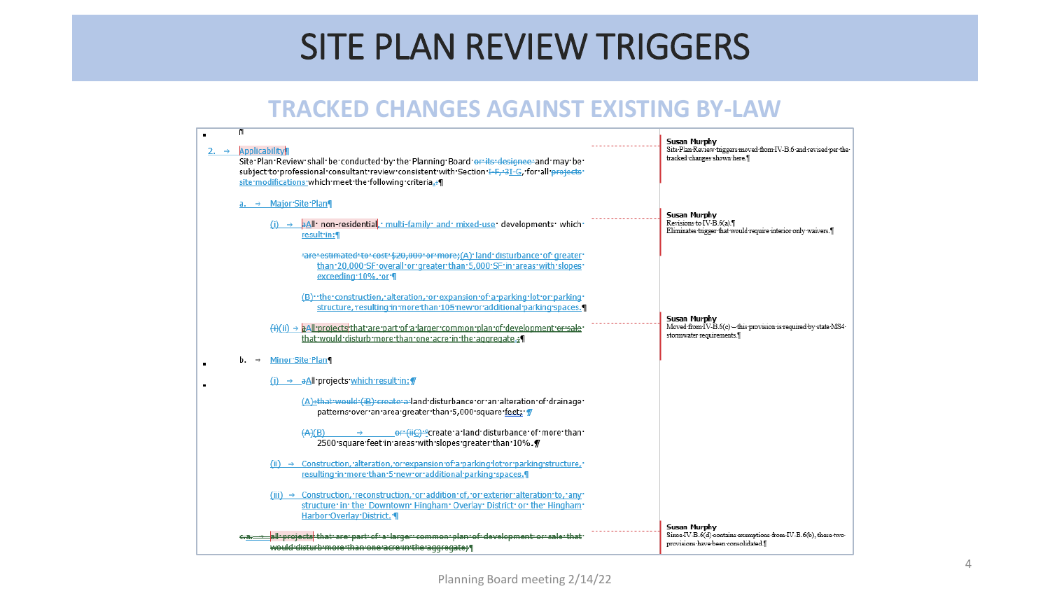# SITE PLAN REVIEW TRIGGERS

## TRACKED CHANGES AGAINST EXISTING BY-LAW

2. Applicability

Site Plan Review shall be conducted by the Planning Board ~~or its designee~~ and may be subject to professional consultant review consistent with Section ~~I-F, 3~~I-G, for all ~~projects~~ site modifications which meet the following criteria.~~:~~

a. Major Site Plan

(i) ~~a~~All non-residential, multi-family and mixed-use developments which result in:

~~are estimated to cost $20,000 or more;~~(A) land disturbance of greater than 20,000 SF overall or greater than 5,000 SF in areas with slopes exceeding 10%, or

(B) the construction, alteration, or expansion of a parking lot or parking structure, resulting in more than 105 new or additional parking spaces.

~~(i)~~(ii) aAll projects that are part of a larger common plan of development ~~or sale~~ that would disturb more than one acre in the aggregate.~~;~~

b. Minor Site Plan

(i) ~~a~~All projects which result in:

(A) ~~that would (iB) create a~~ land disturbance or an alteration of drainage patterns over an area greater than 5,000 square feet;

~~(A)~~(B) ~~or (iiC)~~ create a land disturbance of more than 2500 square feet in areas with slopes greater than 10%.

(ii) Construction, alteration, or expansion of a parking lot or parking structure, resulting in more than 5 new or additional parking spaces.

(iii) Construction, reconstruction, or addition of, or exterior alteration to, any structure in the Downtown Hingham Overlay District or the Hingham Harbor Overlay District.

~~c.a. all projects that are part of a larger common plan of development or sale that would disturb more than one acre in the aggregate;~~

**Comments:**

- **Susan Murphy:** Site Plan Review triggers moved from IV-B.6 and revised per the tracked changes shown here.
- **Susan Murphy:** Revisions to IV-B.6(a). Eliminates trigger that would require interior only waivers.
- **Susan Murphy:** Moved from IV-B.6(c) – this provision is required by state MS4 stormwater requirements.
- **Susan Murphy:** Since IV-B.6(d) contains exemptions from IV-B.6(b), these two provisions have been consolidated.

Planning Board meeting 2/14/22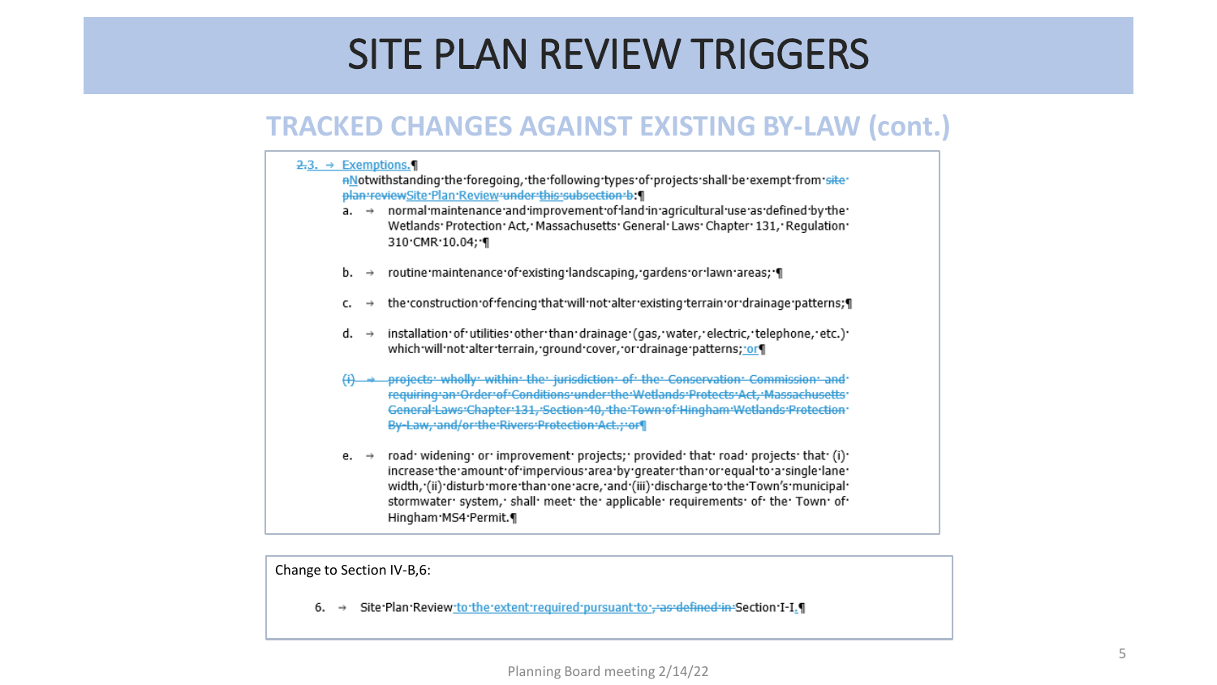# SITE PLAN REVIEW TRIGGERS

## TRACKED CHANGES AGAINST EXISTING BY-LAW (cont.)

~~2.~~3. Exemptions.

~~n~~Notwithstanding the foregoing, the following types of projects shall be exempt from ~~site plan review~~Site Plan Review ~~under this subsection b~~:

a. normal maintenance and improvement of land in agricultural use as defined by the Wetlands Protection Act, Massachusetts General Laws Chapter 131, Regulation 310 CMR 10.04;

b. routine maintenance of existing landscaping, gardens or lawn areas;

c. the construction of fencing that will not alter existing terrain or drainage patterns;

d. installation of utilities other than drainage (gas, water, electric, telephone, etc.) which will not alter terrain, ground cover, or drainage patterns; or

~~(i) projects wholly within the jurisdiction of the Conservation Commission and requiring an Order of Conditions under the Wetlands Protects Act, Massachusetts General Laws Chapter 131, Section 40, the Town of Hingham Wetlands Protection By-Law, and/or the Rivers Protection Act.; or~~

e. road widening or improvement projects; provided that road projects that (i) increase the amount of impervious area by greater than or equal to a single lane width, (ii) disturb more than one acre, and (iii) discharge to the Town's municipal stormwater system, shall meet the applicable requirements of the Town of Hingham MS4 Permit.

Change to Section IV-B,6:

6. Site Plan Review to the extent required pursuant to ~~, as defined in~~ Section I-I.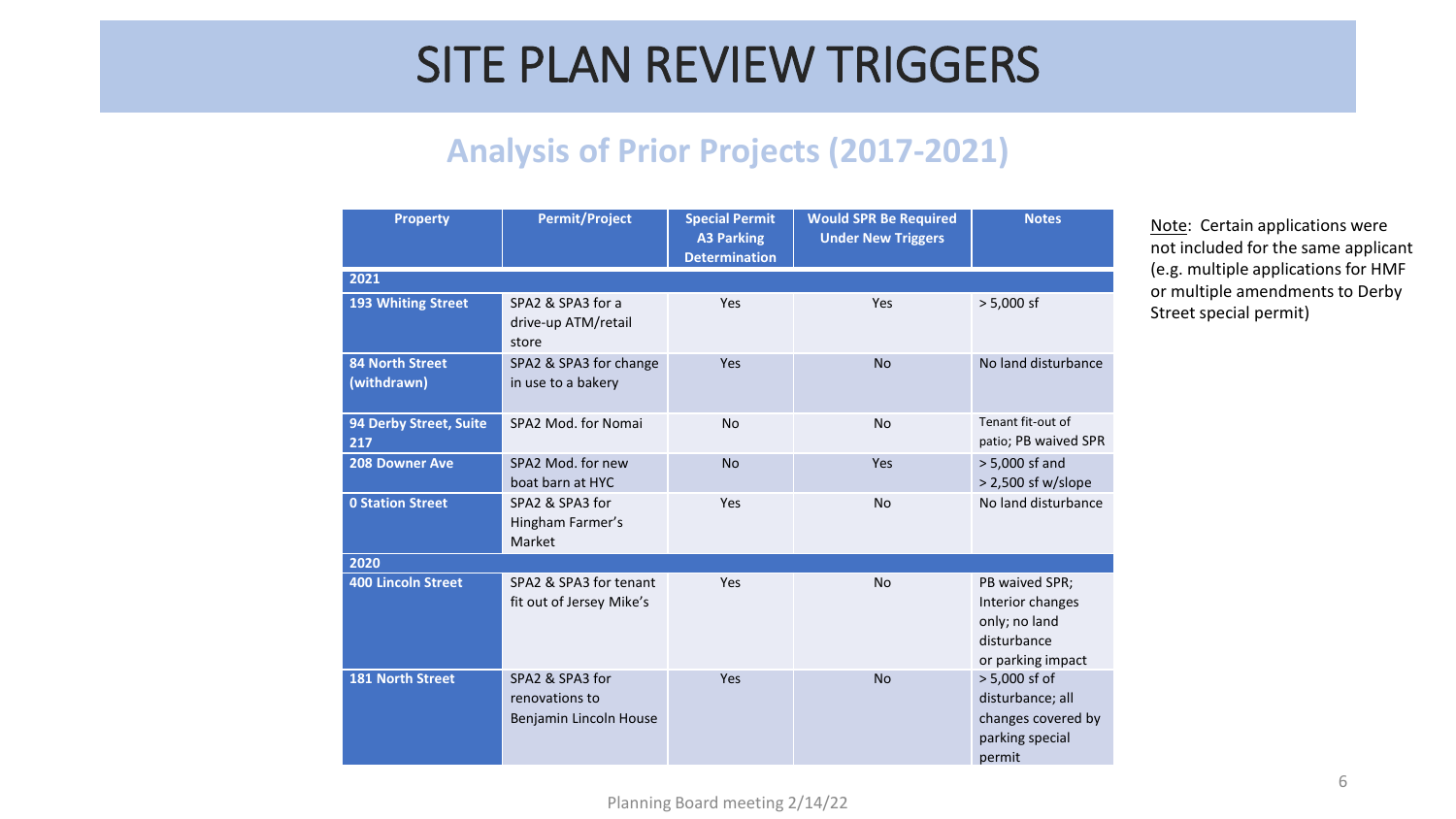# SITE PLAN REVIEW TRIGGERS

## Analysis of Prior Projects (2017-2021)

| Property | Permit/Project | Special Permit A3 Parking Determination | Would SPR Be Required Under New Triggers | Notes |
|---|---|---|---|---|
| **2021** | | | | |
| **193 Whiting Street** | SPA2 & SPA3 for a drive-up ATM/retail store | Yes | Yes | > 5,000 sf |
| **84 North Street (withdrawn)** | SPA2 & SPA3 for change in use to a bakery | Yes | No | No land disturbance |
| **94 Derby Street, Suite 217** | SPA2 Mod. for Nomai | No | No | Tenant fit-out of patio; PB waived SPR |
| **208 Downer Ave** | SPA2 Mod. for new boat barn at HYC | No | Yes | > 5,000 sf and > 2,500 sf w/slope |
| **0 Station Street** | SPA2 & SPA3 for Hingham Farmer's Market | Yes | No | No land disturbance |
| **2020** | | | | |
| **400 Lincoln Street** | SPA2 & SPA3 for tenant fit out of Jersey Mike's | Yes | No | PB waived SPR; Interior changes only; no land disturbance or parking impact |
| **181 North Street** | SPA2 & SPA3 for renovations to Benjamin Lincoln House | Yes | No | > 5,000 sf of disturbance; all changes covered by parking special permit |

Note: Certain applications were not included for the same applicant (e.g. multiple applications for HMF or multiple amendments to Derby Street special permit)

Planning Board meeting 2/14/22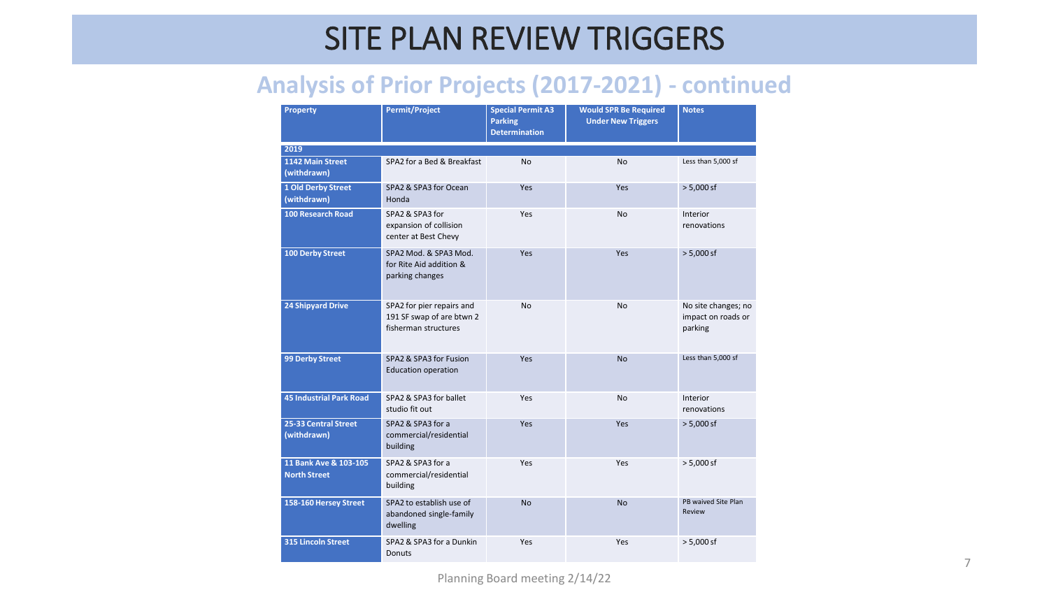# SITE PLAN REVIEW TRIGGERS

## Analysis of Prior Projects (2017-2021) - continued

| Property | Permit/Project | Special Permit A3 Parking Determination | Would SPR Be Required Under New Triggers | Notes |
|---|---|---|---|---|
| **2019** | | | | |
| **1142 Main Street (withdrawn)** | SPA2 for a Bed & Breakfast | No | No | Less than 5,000 sf |
| **1 Old Derby Street (withdrawn)** | SPA2 & SPA3 for Ocean Honda | Yes | Yes | > 5,000 sf |
| **100 Research Road** | SPA2 & SPA3 for expansion of collision center at Best Chevy | Yes | No | Interior renovations |
| **100 Derby Street** | SPA2 Mod. & SPA3 Mod. for Rite Aid addition & parking changes | Yes | Yes | > 5,000 sf |
| **24 Shipyard Drive** | SPA2 for pier repairs and 191 SF swap of are btwn 2 fisherman structures | No | No | No site changes; no impact on roads or parking |
| **99 Derby Street** | SPA2 & SPA3 for Fusion Education operation | Yes | No | Less than 5,000 sf |
| **45 Industrial Park Road** | SPA2 & SPA3 for ballet studio fit out | Yes | No | Interior renovations |
| **25-33 Central Street (withdrawn)** | SPA2 & SPA3 for a commercial/residential building | Yes | Yes | > 5,000 sf |
| **11 Bank Ave & 103-105 North Street** | SPA2 & SPA3 for a commercial/residential building | Yes | Yes | > 5,000 sf |
| **158-160 Hersey Street** | SPA2 to establish use of abandoned single-family dwelling | No | No | PB waived Site Plan Review |
| **315 Lincoln Street** | SPA2 & SPA3 for a Dunkin Donuts | Yes | Yes | > 5,000 sf |

Planning Board meeting 2/14/22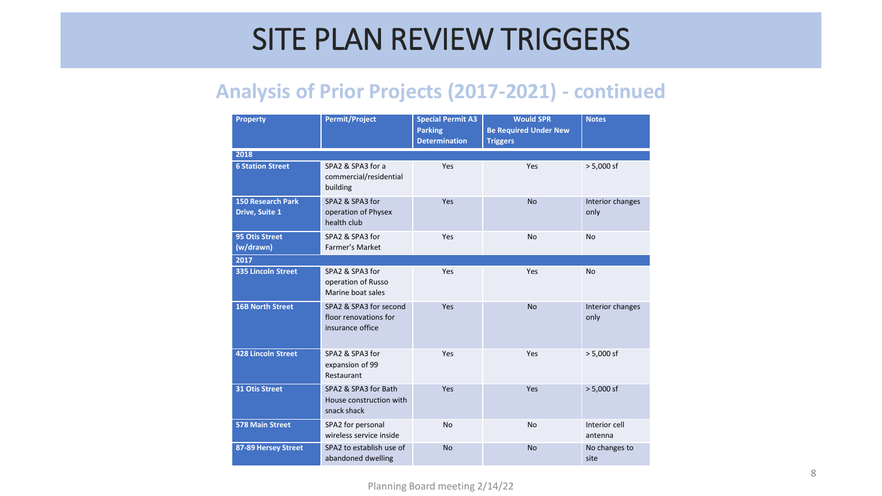# SITE PLAN REVIEW TRIGGERS

## Analysis of Prior Projects (2017-2021) - continued

| Property | Permit/Project | Special Permit A3 Parking Determination | Would SPR Be Required Under New Triggers | Notes |
|---|---|---|---|---|
| **2018** | | | | |
| **6 Station Street** | SPA2 & SPA3 for a commercial/residential building | Yes | Yes | > 5,000 sf |
| **150 Research Park Drive, Suite 1** | SPA2 & SPA3 for operation of Physex health club | Yes | No | Interior changes only |
| **95 Otis Street (w/drawn)** | SPA2 & SPA3 for Farmer's Market | Yes | No | No |
| **2017** | | | | |
| **335 Lincoln Street** | SPA2 & SPA3 for operation of Russo Marine boat sales | Yes | Yes | No |
| **16B North Street** | SPA2 & SPA3 for second floor renovations for insurance office | Yes | No | Interior changes only |
| **428 Lincoln Street** | SPA2 & SPA3 for expansion of 99 Restaurant | Yes | Yes | > 5,000 sf |
| **31 Otis Street** | SPA2 & SPA3 for Bath House construction with snack shack | Yes | Yes | > 5,000 sf |
| **578 Main Street** | SPA2 for personal wireless service inside | No | No | Interior cell antenna |
| **87-89 Hersey Street** | SPA2 to establish use of abandoned dwelling | No | No | No changes to site |

Planning Board meeting 2/14/22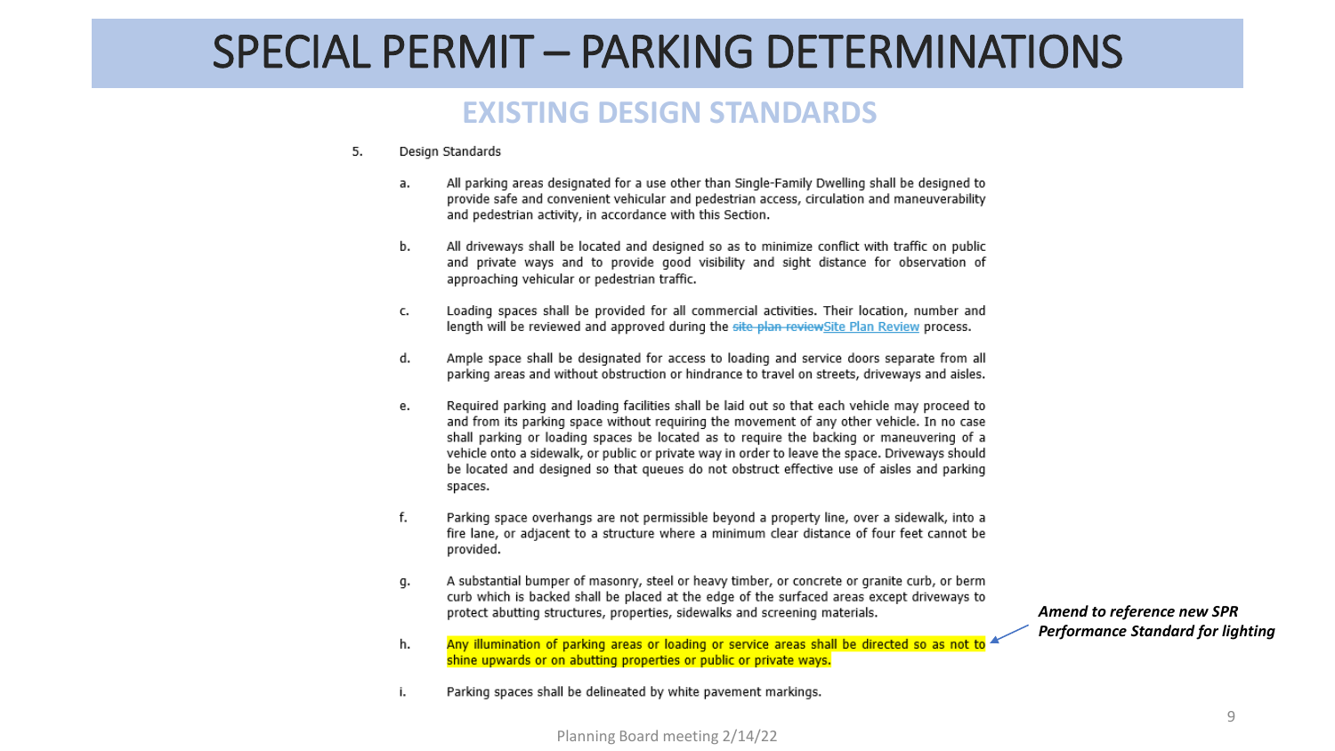# SPECIAL PERMIT – PARKING DETERMINATIONS

## EXISTING DESIGN STANDARDS

5. Design Standards

   a. All parking areas designated for a use other than Single-Family Dwelling shall be designed to provide safe and convenient vehicular and pedestrian access, circulation and maneuverability and pedestrian activity, in accordance with this Section.

   b. All driveways shall be located and designed so as to minimize conflict with traffic on public and private ways and to provide good visibility and sight distance for observation of approaching vehicular or pedestrian traffic.

   c. Loading spaces shall be provided for all commercial activities. Their location, number and length will be reviewed and approved during the ~~site plan review~~Site Plan Review process.

   d. Ample space shall be designated for access to loading and service doors separate from all parking areas and without obstruction or hindrance to travel on streets, driveways and aisles.

   e. Required parking and loading facilities shall be laid out so that each vehicle may proceed to and from its parking space without requiring the movement of any other vehicle. In no case shall parking or loading spaces be located as to require the backing or maneuvering of a vehicle onto a sidewalk, or public or private way in order to leave the space. Driveways should be located and designed so that queues do not obstruct effective use of aisles and parking spaces.

   f. Parking space overhangs are not permissible beyond a property line, over a sidewalk, into a fire lane, or adjacent to a structure where a minimum clear distance of four feet cannot be provided.

   g. A substantial bumper of masonry, steel or heavy timber, or concrete or granite curb, or berm curb which is backed shall be placed at the edge of the surfaced areas except driveways to protect abutting structures, properties, sidewalks and screening materials.

   h. Any illumination of parking areas or loading or service areas shall be directed so as not to shine upwards or on abutting properties or public or private ways.

   i. Parking spaces shall be delineated by white pavement markings.

***Amend to reference new SPR Performance Standard for lighting***

Planning Board meeting 2/14/22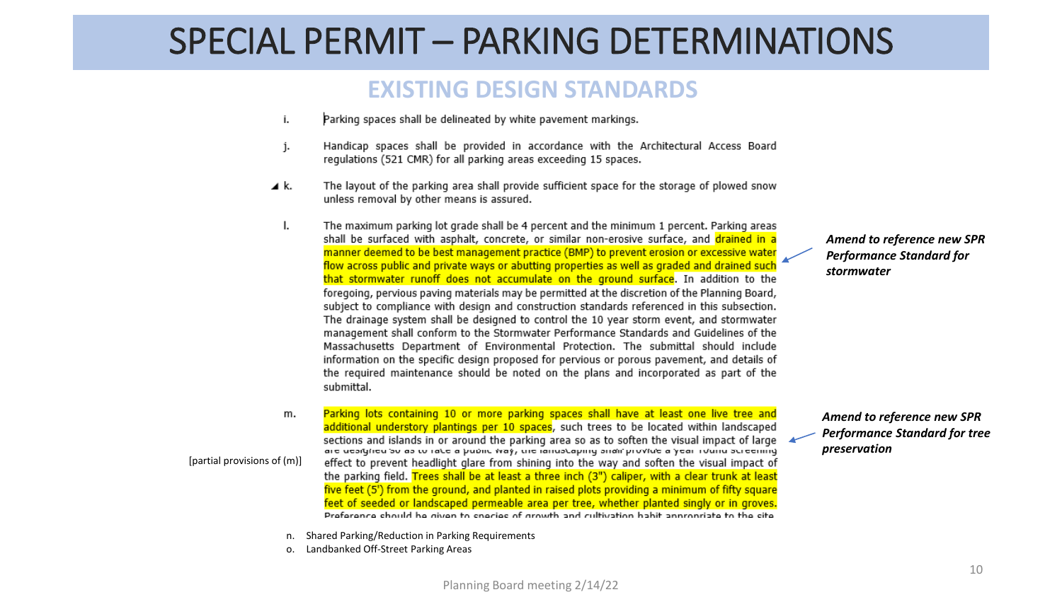# SPECIAL PERMIT – PARKING DETERMINATIONS

## EXISTING DESIGN STANDARDS

i. Parking spaces shall be delineated by white pavement markings.

j. Handicap spaces shall be provided in accordance with the Architectural Access Board regulations (521 CMR) for all parking areas exceeding 15 spaces.

k. The layout of the parking area shall provide sufficient space for the storage of plowed snow unless removal by other means is assured.

l. The maximum parking lot grade shall be 4 percent and the minimum 1 percent. Parking areas shall be surfaced with asphalt, concrete, or similar non-erosive surface, and drained in a manner deemed to be best management practice (BMP) to prevent erosion or excessive water flow across public and private ways or abutting properties as well as graded and drained such that stormwater runoff does not accumulate on the ground surface. In addition to the foregoing, pervious paving materials may be permitted at the discretion of the Planning Board, subject to compliance with design and construction standards referenced in this subsection. The drainage system shall be designed to control the 10 year storm event, and stormwater management shall conform to the Stormwater Performance Standards and Guidelines of the Massachusetts Department of Environmental Protection. The submittal should include information on the specific design proposed for pervious or porous pavement, and details of the required maintenance should be noted on the plans and incorporated as part of the submittal.

*Amend to reference new SPR Performance Standard for stormwater*

[partial provisions of (m)]

m. Parking lots containing 10 or more parking spaces shall have at least one live tree and additional understory plantings per 10 spaces, such trees to be located within landscaped sections and islands in or around the parking area so as to soften the visual impact of large ... are designed so as to face a public way, the landscaping shall provide a year round screening effect to prevent headlight glare from shining into the way and soften the visual impact of the parking field. Trees shall be at least a three inch (3") caliper, with a clear trunk at least five feet (5') from the ground, and planted in raised plots providing a minimum of fifty square feet of seeded or landscaped permeable area per tree, whether planted singly or in groves. Preference should be given to species of growth and cultivation habit appropriate to the site ...

*Amend to reference new SPR Performance Standard for tree preservation*

n. Shared Parking/Reduction in Parking Requirements

o. Landbanked Off-Street Parking Areas

Planning Board meeting 2/14/22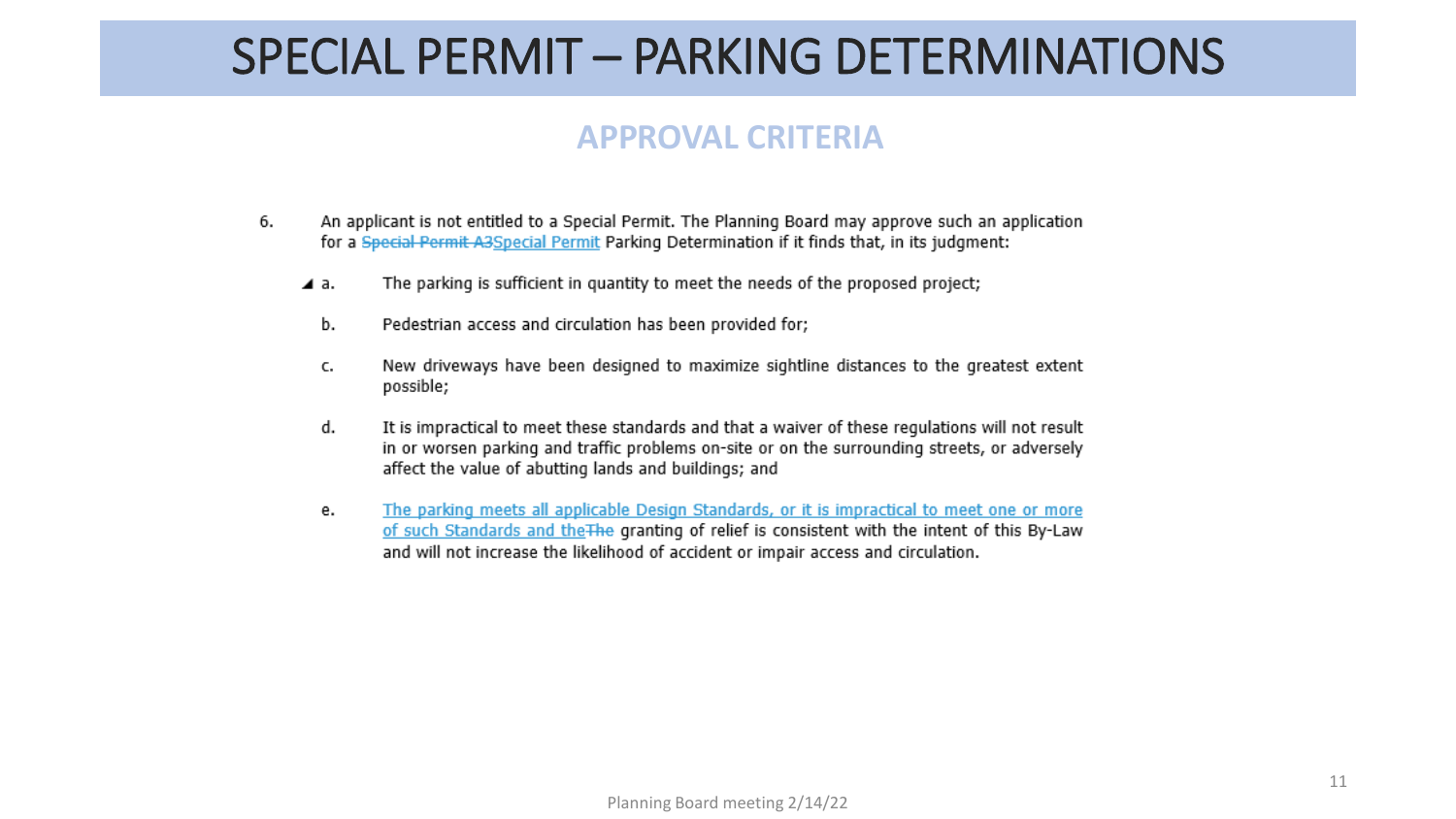# SPECIAL PERMIT – PARKING DETERMINATIONS

## APPROVAL CRITERIA

6. An applicant is not entitled to a Special Permit. The Planning Board may approve such an application for a ~~Special Permit A3~~Special Permit Parking Determination if it finds that, in its judgment:

   a. The parking is sufficient in quantity to meet the needs of the proposed project;

   b. Pedestrian access and circulation has been provided for;

   c. New driveways have been designed to maximize sightline distances to the greatest extent possible;

   d. It is impractical to meet these standards and that a waiver of these regulations will not result in or worsen parking and traffic problems on-site or on the surrounding streets, or adversely affect the value of abutting lands and buildings; and

   e. The parking meets all applicable Design Standards, or it is impractical to meet one or more of such Standards and the~~The~~ granting of relief is consistent with the intent of this By-Law and will not increase the likelihood of accident or impair access and circulation.

Planning Board meeting 2/14/22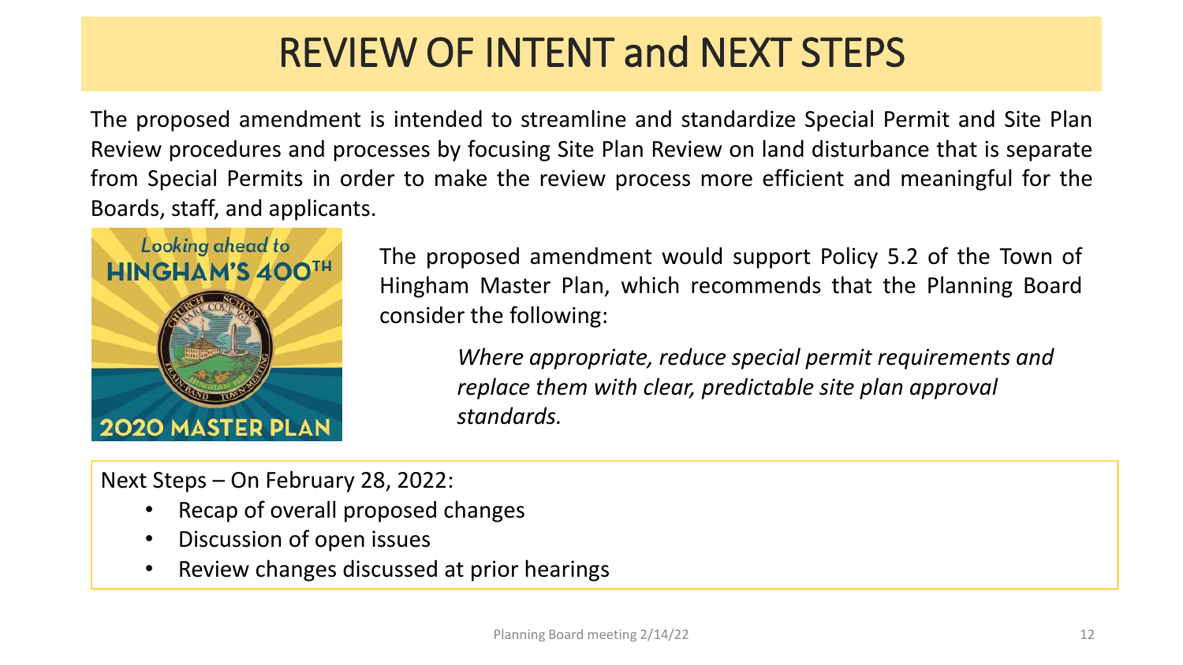# REVIEW OF INTENT and NEXT STEPS

The proposed amendment is intended to streamline and standardize Special Permit and Site Plan Review procedures and processes by focusing Site Plan Review on land disturbance that is separate from Special Permits in order to make the review process more efficient and meaningful for the Boards, staff, and applicants.

The proposed amendment would support Policy 5.2 of the Town of Hingham Master Plan, which recommends that the Planning Board consider the following:

> *Where appropriate, reduce special permit requirements and replace them with clear, predictable site plan approval standards.*

Next Steps – On February 28, 2022:

- Recap of overall proposed changes
- Discussion of open issues
- Review changes discussed at prior hearings